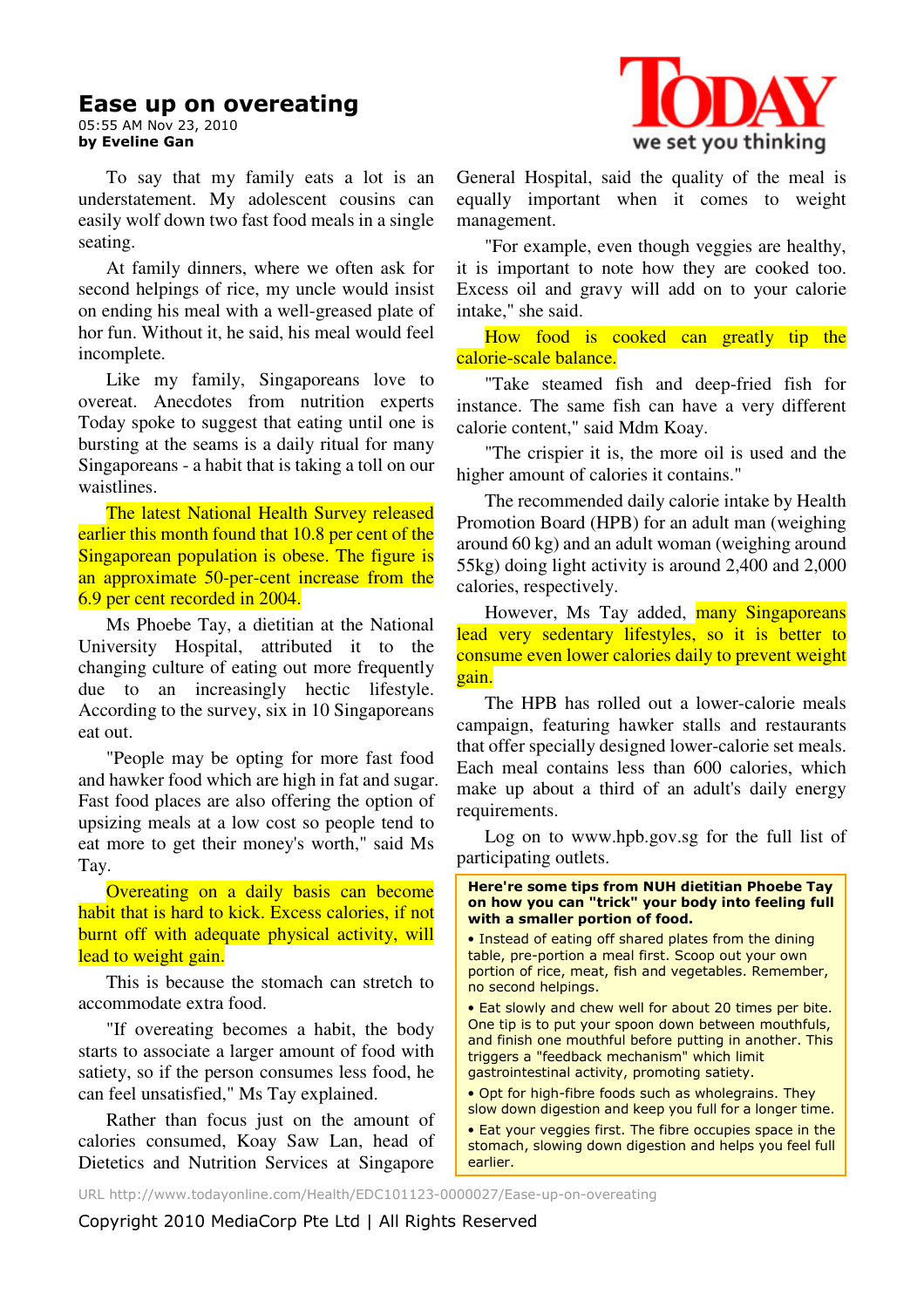# Ease up on overeating

05:55 AM Nov 23, 2010
**by Eveline Gan**

To say that my family eats a lot is an understatement. My adolescent cousins can easily wolf down two fast food meals in a single seating.

At family dinners, where we often ask for second helpings of rice, my uncle would insist on ending his meal with a well-greased plate of hor fun. Without it, he said, his meal would feel incomplete.

Like my family, Singaporeans love to overeat. Anecdotes from nutrition experts Today spoke to suggest that eating until one is bursting at the seams is a daily ritual for many Singaporeans - a habit that is taking a toll on our waistlines.

The latest National Health Survey released earlier this month found that 10.8 per cent of the Singaporean population is obese. The figure is an approximate 50-per-cent increase from the 6.9 per cent recorded in 2004.

Ms Phoebe Tay, a dietitian at the National University Hospital, attributed it to the changing culture of eating out more frequently due to an increasingly hectic lifestyle. According to the survey, six in 10 Singaporeans eat out.

"People may be opting for more fast food and hawker food which are high in fat and sugar. Fast food places are also offering the option of upsizing meals at a low cost so people tend to eat more to get their money's worth," said Ms Tay.

Overeating on a daily basis can become habit that is hard to kick. Excess calories, if not burnt off with adequate physical activity, will lead to weight gain.

This is because the stomach can stretch to accommodate extra food.

"If overeating becomes a habit, the body starts to associate a larger amount of food with satiety, so if the person consumes less food, he can feel unsatisfied," Ms Tay explained.

Rather than focus just on the amount of calories consumed, Koay Saw Lan, head of Dietetics and Nutrition Services at Singapore General Hospital, said the quality of the meal is equally important when it comes to weight management.

"For example, even though veggies are healthy, it is important to note how they are cooked too. Excess oil and gravy will add on to your calorie intake," she said.

How food is cooked can greatly tip the calorie-scale balance.

"Take steamed fish and deep-fried fish for instance. The same fish can have a very different calorie content," said Mdm Koay.

"The crispier it is, the more oil is used and the higher amount of calories it contains."

The recommended daily calorie intake by Health Promotion Board (HPB) for an adult man (weighing around 60 kg) and an adult woman (weighing around 55kg) doing light activity is around 2,400 and 2,000 calories, respectively.

However, Ms Tay added, many Singaporeans lead very sedentary lifestyles, so it is better to consume even lower calories daily to prevent weight gain.

The HPB has rolled out a lower-calorie meals campaign, featuring hawker stalls and restaurants that offer specially designed lower-calorie set meals. Each meal contains less than 600 calories, which make up about a third of an adult's daily energy requirements.

Log on to www.hpb.gov.sg for the full list of participating outlets.

**Here're some tips from NUH dietitian Phoebe Tay on how you can "trick" your body into feeling full with a smaller portion of food.**

- Instead of eating off shared plates from the dining table, pre-portion a meal first. Scoop out your own portion of rice, meat, fish and vegetables. Remember, no second helpings.
- Eat slowly and chew well for about 20 times per bite. One tip is to put your spoon down between mouthfuls, and finish one mouthful before putting in another. This triggers a "feedback mechanism" which limit gastrointestinal activity, promoting satiety.
- Opt for high-fibre foods such as wholegrains. They slow down digestion and keep you full for a longer time.
- Eat your veggies first. The fibre occupies space in the stomach, slowing down digestion and helps you feel full earlier.

URL http://www.todayonline.com/Health/EDC101123-0000027/Ease-up-on-overeating

Copyright 2010 MediaCorp Pte Ltd | All Rights Reserved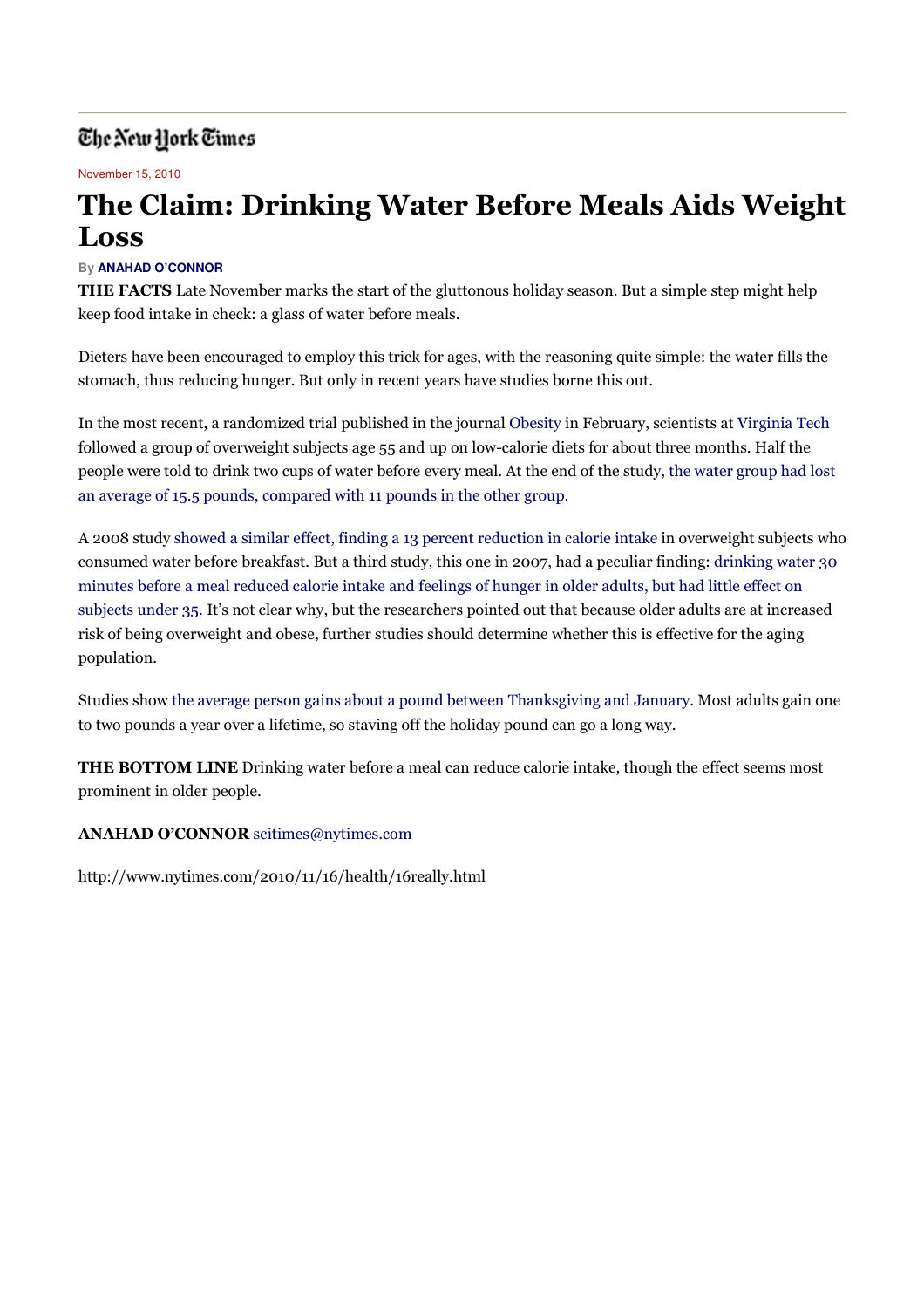The New York Times

November 15, 2010

# The Claim: Drinking Water Before Meals Aids Weight Loss

By ANAHAD O'CONNOR

**THE FACTS** Late November marks the start of the gluttonous holiday season. But a simple step might help keep food intake in check: a glass of water before meals.

Dieters have been encouraged to employ this trick for ages, with the reasoning quite simple: the water fills the stomach, thus reducing hunger. But only in recent years have studies borne this out.

In the most recent, a randomized trial published in the journal Obesity in February, scientists at Virginia Tech followed a group of overweight subjects age 55 and up on low-calorie diets for about three months. Half the people were told to drink two cups of water before every meal. At the end of the study, the water group had lost an average of 15.5 pounds, compared with 11 pounds in the other group.

A 2008 study showed a similar effect, finding a 13 percent reduction in calorie intake in overweight subjects who consumed water before breakfast. But a third study, this one in 2007, had a peculiar finding: drinking water 30 minutes before a meal reduced calorie intake and feelings of hunger in older adults, but had little effect on subjects under 35. It's not clear why, but the researchers pointed out that because older adults are at increased risk of being overweight and obese, further studies should determine whether this is effective for the aging population.

Studies show the average person gains about a pound between Thanksgiving and January. Most adults gain one to two pounds a year over a lifetime, so staving off the holiday pound can go a long way.

**THE BOTTOM LINE** Drinking water before a meal can reduce calorie intake, though the effect seems most prominent in older people.

**ANAHAD O'CONNOR** scitimes@nytimes.com

http://www.nytimes.com/2010/11/16/health/16really.html